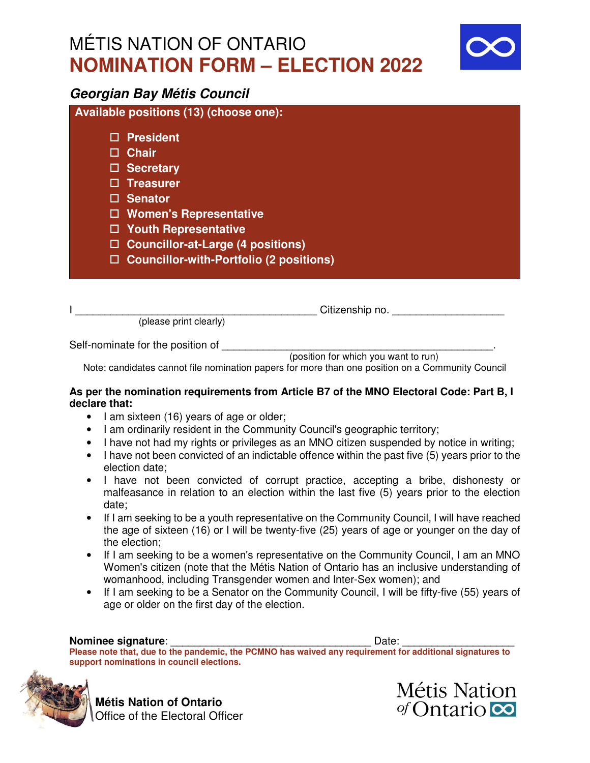# MÉTIS NATION OF ONTARIO
# NOMINATION FORM – ELECTION 2022

## *Georgian Bay Métis Council*

**Available positions (13) (choose one):**

- ☐ **President**
- ☐ **Chair**
- ☐ **Secretary**
- ☐ **Treasurer**
- ☐ **Senator**
- ☐ **Women's Representative**
- ☐ **Youth Representative**
- ☐ **Councillor-at-Large (4 positions)**
- ☐ **Councillor-with-Portfolio (2 positions)**

I ___________________________________________ Citizenship no. ___________________
(please print clearly)

Self-nominate for the position of ________________________________________________.
(position for which you want to run)

Note: candidates cannot file nomination papers for more than one position on a Community Council

**As per the nomination requirements from Article B7 of the MNO Electoral Code: Part B, I declare that:**

- I am sixteen (16) years of age or older;
- I am ordinarily resident in the Community Council's geographic territory;
- I have not had my rights or privileges as an MNO citizen suspended by notice in writing;
- I have not been convicted of an indictable offence within the past five (5) years prior to the election date;
- I have not been convicted of corrupt practice, accepting a bribe, dishonesty or malfeasance in relation to an election within the last five (5) years prior to the election date;
- If I am seeking to be a youth representative on the Community Council, I will have reached the age of sixteen (16) or I will be twenty-five (25) years of age or younger on the day of the election;
- If I am seeking to be a women's representative on the Community Council, I am an MNO Women's citizen (note that the Métis Nation of Ontario has an inclusive understanding of womanhood, including Transgender women and Inter-Sex women); and
- If I am seeking to be a Senator on the Community Council, I will be fifty-five (55) years of age or older on the first day of the election.

**Nominee signature**: ___________________________________ Date: ___________________

**Please note that, due to the pandemic, the PCMNO has waived any requirement for additional signatures to support nominations in council elections.**

**Métis Nation of Ontario**
Office of the Electoral Officer

Métis Nation of Ontario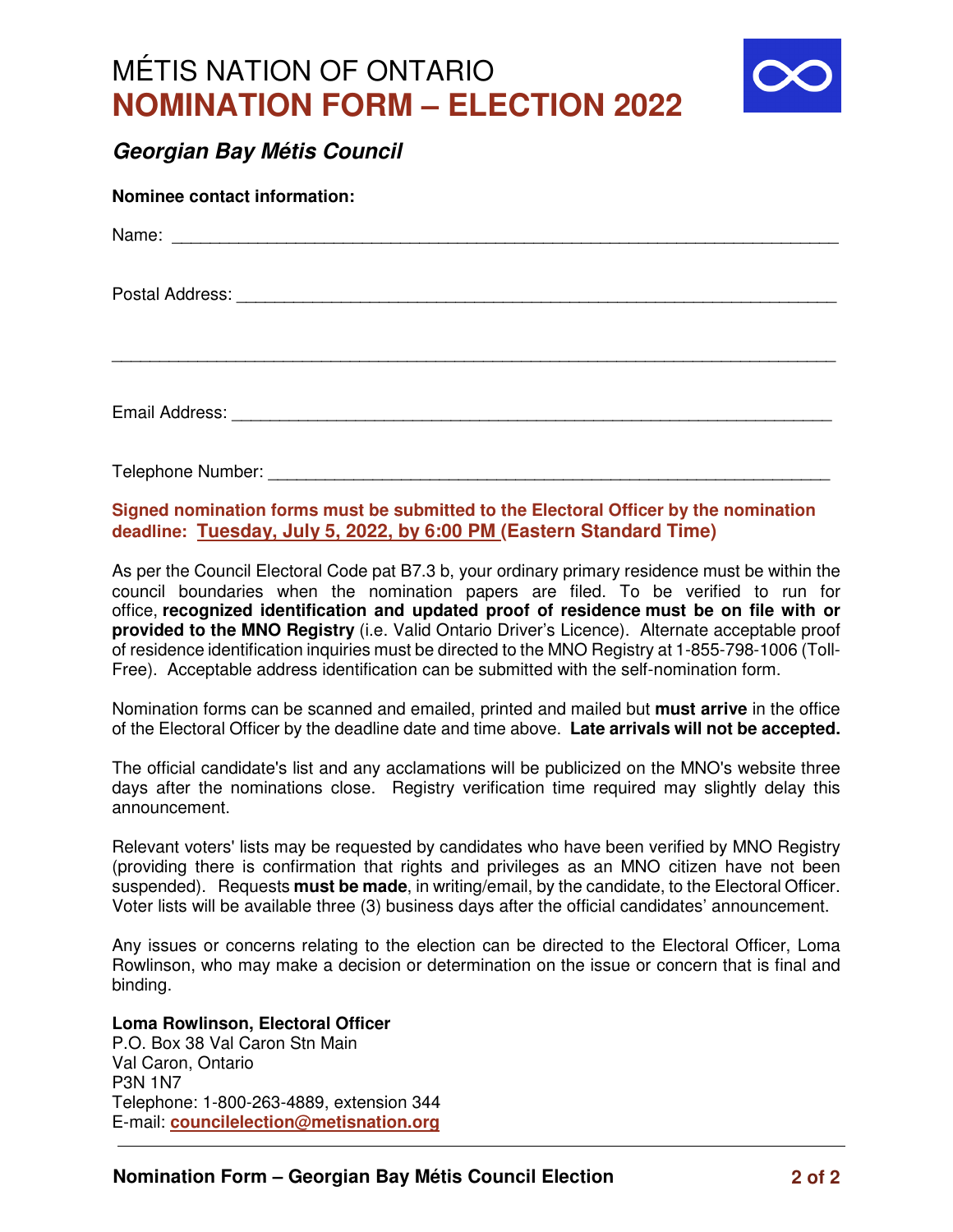# MÉTIS NATION OF ONTARIO
# NOMINATION FORM – ELECTION 2022

## *Georgian Bay Métis Council*

**Nominee contact information:**

Name: ______________________________________________________________________

Postal Address: _______________________________________________________________

________________________________________________________________________________

Email Address: _______________________________________________________________

Telephone Number: ____________________________________________________________

**Signed nomination forms must be submitted to the Electoral Officer by the nomination deadline: Tuesday, July 5, 2022, by 6:00 PM (Eastern Standard Time)**

As per the Council Electoral Code pat B7.3 b, your ordinary primary residence must be within the council boundaries when the nomination papers are filed. To be verified to run for office, **recognized identification and updated proof of residence must be on file with or provided to the MNO Registry** (i.e. Valid Ontario Driver's Licence). Alternate acceptable proof of residence identification inquiries must be directed to the MNO Registry at 1-855-798-1006 (Toll-Free). Acceptable address identification can be submitted with the self-nomination form.

Nomination forms can be scanned and emailed, printed and mailed but **must arrive** in the office of the Electoral Officer by the deadline date and time above. **Late arrivals will not be accepted.**

The official candidate's list and any acclamations will be publicized on the MNO's website three days after the nominations close. Registry verification time required may slightly delay this announcement.

Relevant voters' lists may be requested by candidates who have been verified by MNO Registry (providing there is confirmation that rights and privileges as an MNO citizen have not been suspended). Requests **must be made**, in writing/email, by the candidate, to the Electoral Officer. Voter lists will be available three (3) business days after the official candidates' announcement.

Any issues or concerns relating to the election can be directed to the Electoral Officer, Loma Rowlinson, who may make a decision or determination on the issue or concern that is final and binding.

**Loma Rowlinson, Electoral Officer**
P.O. Box 38 Val Caron Stn Main
Val Caron, Ontario
P3N 1N7
Telephone: 1-800-263-4889, extension 344
E-mail: **councilelection@metisnation.org**